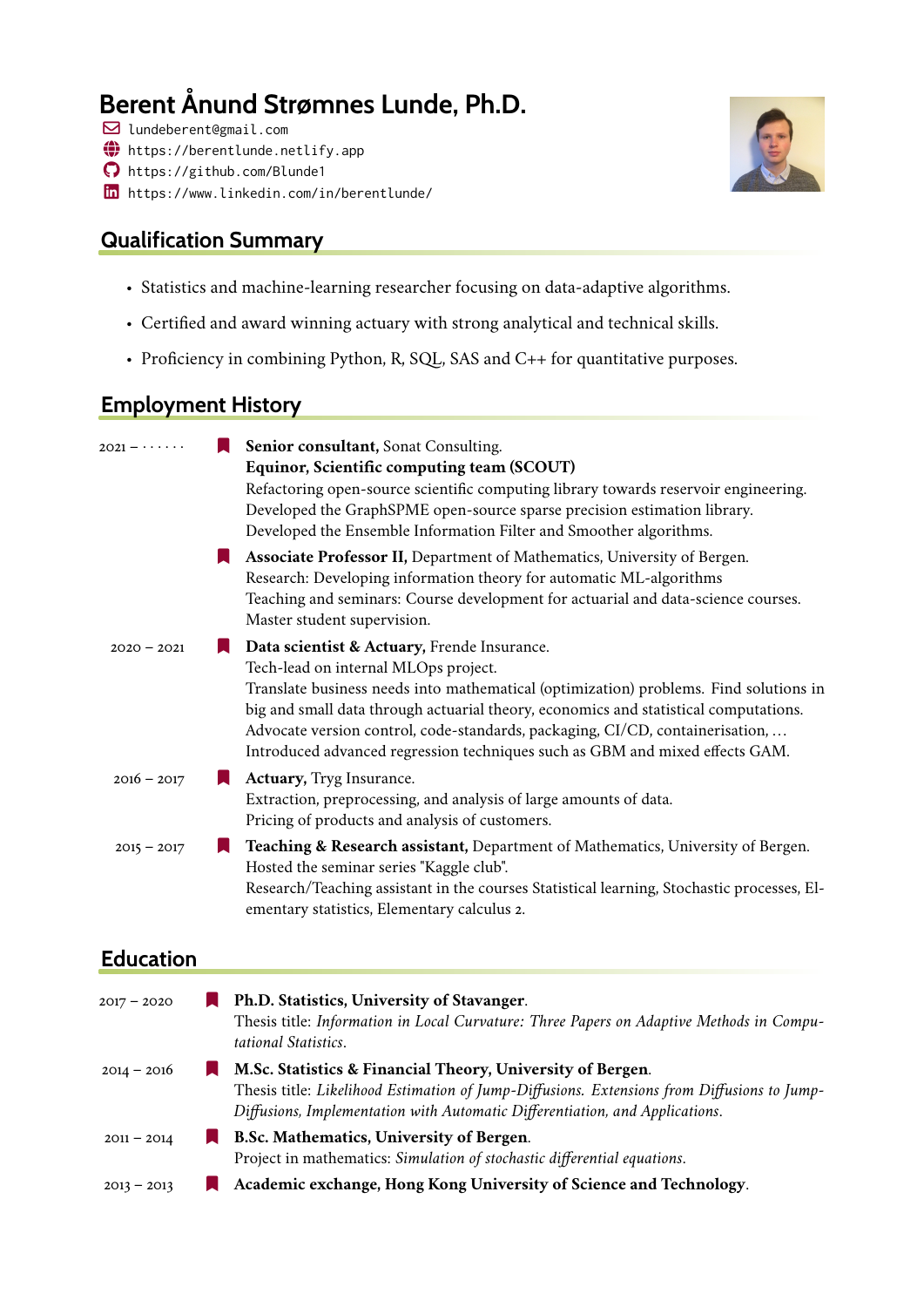# Berent Ånund Strømnes Lunde, Ph.D.

lundeberent@gmail.com
https://berentlunde.netlify.app
https://github.com/Blunde1
https://www.linkedin.com/in/berentlunde/

## Qualification Summary

- Statistics and machine-learning researcher focusing on data-adaptive algorithms.
- Certified and award winning actuary with strong analytical and technical skills.
- Proficiency in combining Python, R, SQL, SAS and C++ for quantitative purposes.

## Employment History

2021 – ······

**Senior consultant,** Sonat Consulting.
**Equinor, Scientific computing team (SCOUT)**
Refactoring open-source scientific computing library towards reservoir engineering.
Developed the GraphSPME open-source sparse precision estimation library.
Developed the Ensemble Information Filter and Smoother algorithms.

**Associate Professor II,** Department of Mathematics, University of Bergen.
Research: Developing information theory for automatic ML-algorithms
Teaching and seminars: Course development for actuarial and data-science courses.
Master student supervision.

2020 – 2021

**Data scientist & Actuary,** Frende Insurance.
Tech-lead on internal MLOps project.
Translate business needs into mathematical (optimization) problems. Find solutions in big and small data through actuarial theory, economics and statistical computations.
Advocate version control, code-standards, packaging, CI/CD, containerisation, …
Introduced advanced regression techniques such as GBM and mixed effects GAM.

2016 – 2017

**Actuary,** Tryg Insurance.
Extraction, preprocessing, and analysis of large amounts of data.
Pricing of products and analysis of customers.

2015 – 2017

**Teaching & Research assistant,** Department of Mathematics, University of Bergen.
Hosted the seminar series "Kaggle club".
Research/Teaching assistant in the courses Statistical learning, Stochastic processes, Elementary statistics, Elementary calculus 2.

## Education

2017 – 2020

**Ph.D. Statistics, University of Stavanger**.
Thesis title: *Information in Local Curvature: Three Papers on Adaptive Methods in Computational Statistics*.

2014 – 2016

**M.Sc. Statistics & Financial Theory, University of Bergen**.
Thesis title: *Likelihood Estimation of Jump-Diffusions. Extensions from Diffusions to Jump-Diffusions, Implementation with Automatic Differentiation, and Applications*.

2011 – 2014

**B.Sc. Mathematics, University of Bergen**.
Project in mathematics: *Simulation of stochastic differential equations*.

2013 – 2013

**Academic exchange, Hong Kong University of Science and Technology**.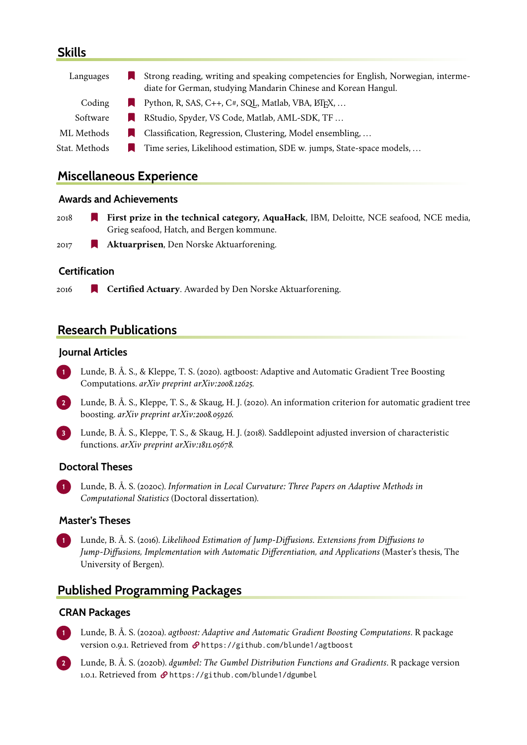## Skills

- **Languages**: Strong reading, writing and speaking competencies for English, Norwegian, intermediate for German, studying Mandarin Chinese and Korean Hangul.
- **Coding**: Python, R, SAS, C++, C#, SQL, Matlab, VBA, LaTeX, …
- **Software**: RStudio, Spyder, VS Code, Matlab, AML-SDK, TF …
- **ML Methods**: Classification, Regression, Clustering, Model ensembling, …
- **Stat. Methods**: Time series, Likelihood estimation, SDE w. jumps, State-space models, …

## Miscellaneous Experience

### Awards and Achievements

- 2018 — **First prize in the technical category, AquaHack**, IBM, Deloitte, NCE seafood, NCE media, Grieg seafood, Hatch, and Bergen kommune.
- 2017 — **Aktuarprisen**, Den Norske Aktuarforening.

### Certification

- 2016 — **Certified Actuary**. Awarded by Den Norske Aktuarforening.

## Research Publications

### Journal Articles

1. Lunde, B. Å. S., & Kleppe, T. S. (2020). agtboost: Adaptive and Automatic Gradient Tree Boosting Computations. *arXiv preprint arXiv:2008.12625*.
2. Lunde, B. Å. S., Kleppe, T. S., & Skaug, H. J. (2020). An information criterion for automatic gradient tree boosting. *arXiv preprint arXiv:2008.05926*.
3. Lunde, B. Å. S., Kleppe, T. S., & Skaug, H. J. (2018). Saddlepoint adjusted inversion of characteristic functions. *arXiv preprint arXiv:1811.05678*.

### Doctoral Theses

1. Lunde, B. Å. S. (2020c). *Information in Local Curvature: Three Papers on Adaptive Methods in Computational Statistics* (Doctoral dissertation).

### Master's Theses

1. Lunde, B. Å. S. (2016). *Likelihood Estimation of Jump-Diffusions. Extensions from Diffusions to Jump-Diffusions, Implementation with Automatic Differentiation, and Applications* (Master's thesis, The University of Bergen).

## Published Programming Packages

### CRAN Packages

1. Lunde, B. Å. S. (2020a). *agtboost: Adaptive and Automatic Gradient Boosting Computations*. R package version 0.9.1. Retrieved from `https://github.com/Blunde1/agtboost`
2. Lunde, B. Å. S. (2020b). *dgumbel: The Gumbel Distribution Functions and Gradients*. R package version 1.0.1. Retrieved from `https://github.com/Blunde1/dgumbel`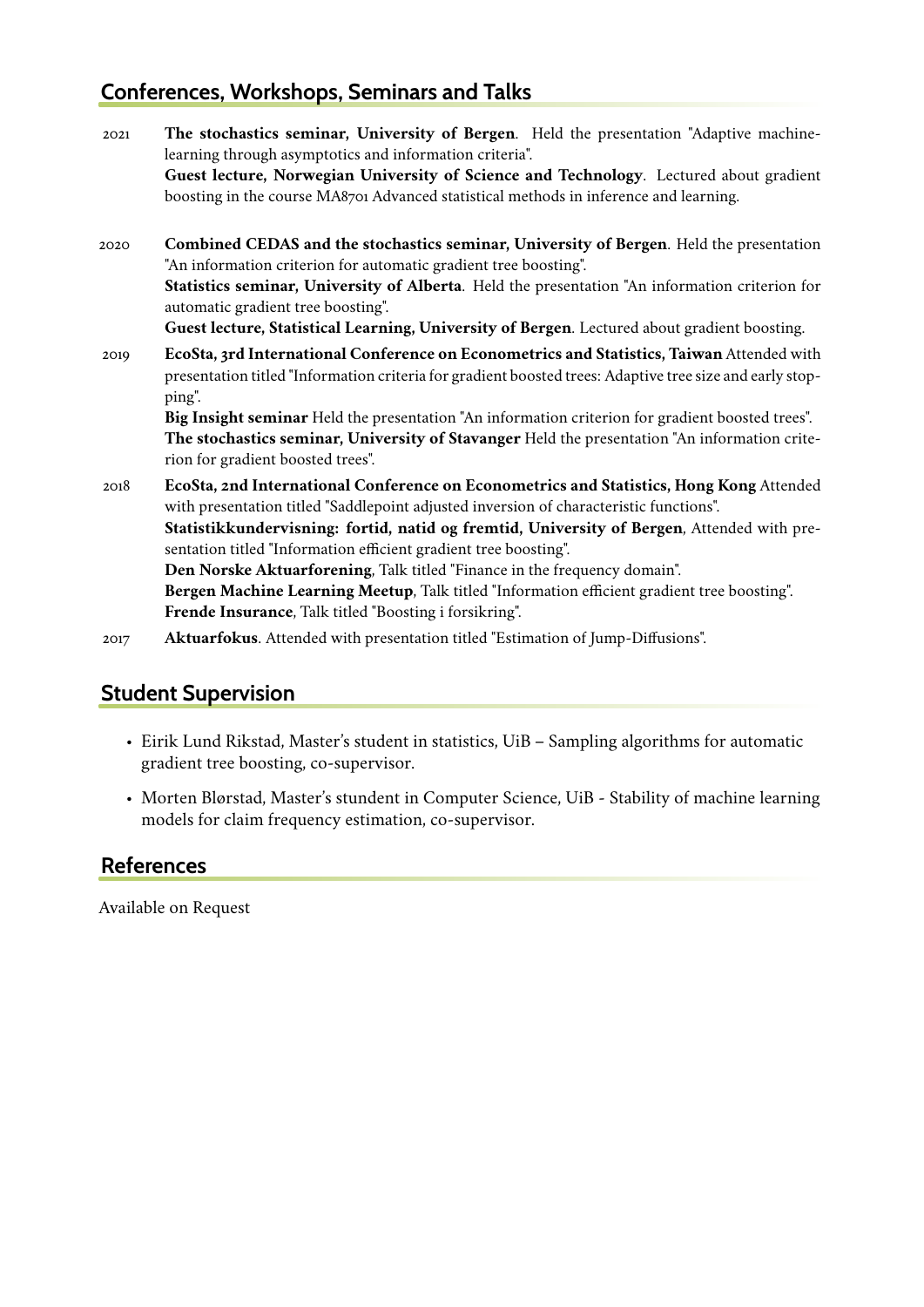## Conferences, Workshops, Seminars and Talks

**2021**

**The stochastics seminar, University of Bergen**. Held the presentation "Adaptive machine-learning through asymptotics and information criteria".
**Guest lecture, Norwegian University of Science and Technology**. Lectured about gradient boosting in the course MA8701 Advanced statistical methods in inference and learning.

**2020**

**Combined CEDAS and the stochastics seminar, University of Bergen**. Held the presentation "An information criterion for automatic gradient tree boosting".
**Statistics seminar, University of Alberta**. Held the presentation "An information criterion for automatic gradient tree boosting".
**Guest lecture, Statistical Learning, University of Bergen**. Lectured about gradient boosting.

**2019**

**EcoSta, 3rd International Conference on Econometrics and Statistics, Taiwan** Attended with presentation titled "Information criteria for gradient boosted trees: Adaptive tree size and early stopping".
**Big Insight seminar** Held the presentation "An information criterion for gradient boosted trees".
**The stochastics seminar, University of Stavanger** Held the presentation "An information criterion for gradient boosted trees".

**2018**

**EcoSta, 2nd International Conference on Econometrics and Statistics, Hong Kong** Attended with presentation titled "Saddlepoint adjusted inversion of characteristic functions".
**Statistikkundervisning: fortid, natid og fremtid, University of Bergen**, Attended with presentation titled "Information efficient gradient tree boosting".
**Den Norske Aktuarforening**, Talk titled "Finance in the frequency domain".
**Bergen Machine Learning Meetup**, Talk titled "Information efficient gradient tree boosting".
**Frende Insurance**, Talk titled "Boosting i forsikring".

**2017**

**Aktuarfokus**. Attended with presentation titled "Estimation of Jump-Diffusions".

## Student Supervision

- Eirik Lund Rikstad, Master's student in statistics, UiB – Sampling algorithms for automatic gradient tree boosting, co-supervisor.
- Morten Blørstad, Master's stundent in Computer Science, UiB - Stability of machine learning models for claim frequency estimation, co-supervisor.

## References

Available on Request